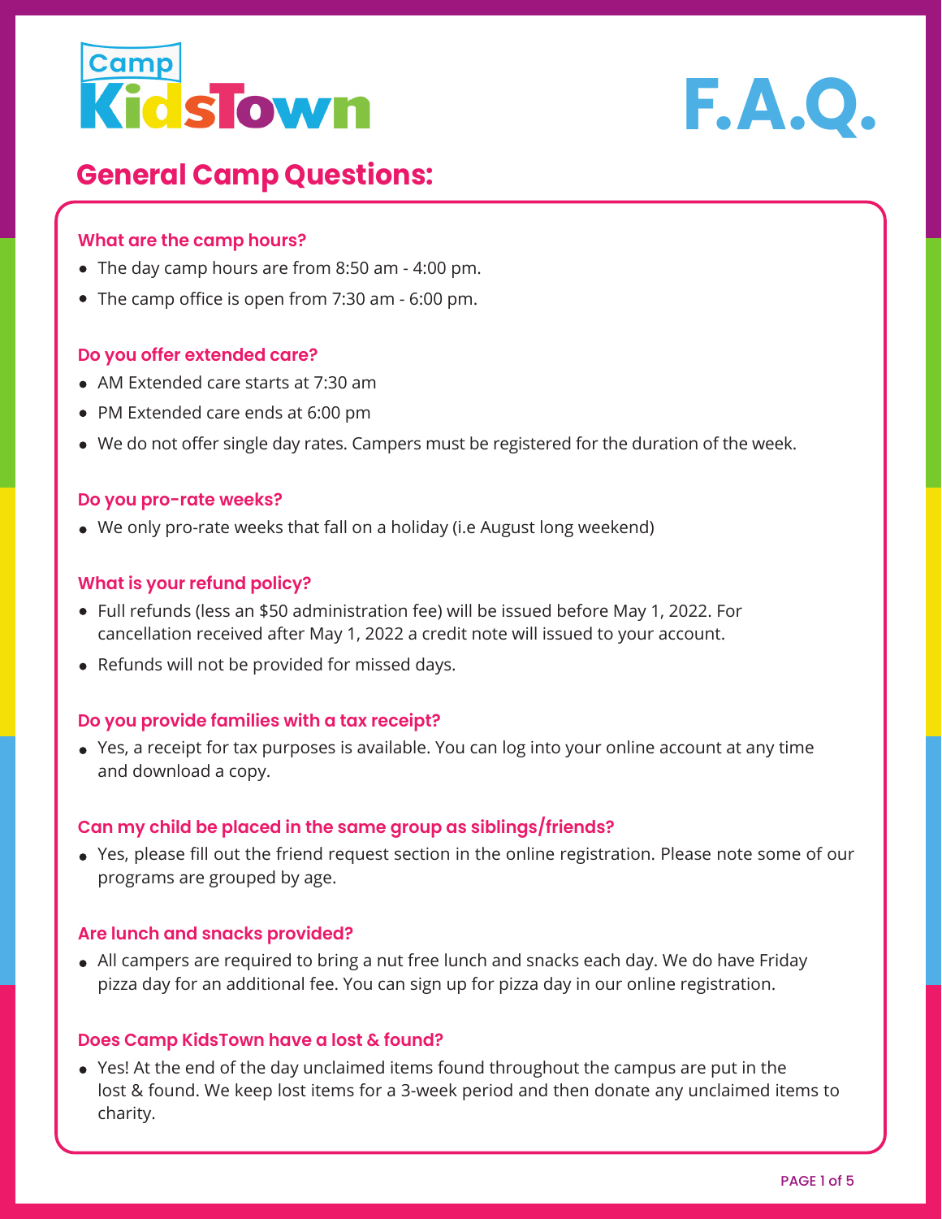# Camp KidsTown F.A.Q.

## General Camp Questions:

### What are the camp hours?

- The day camp hours are from 8:50 am - 4:00 pm.
- The camp office is open from 7:30 am - 6:00 pm.

### Do you offer extended care?

- AM Extended care starts at 7:30 am
- PM Extended care ends at 6:00 pm
- We do not offer single day rates. Campers must be registered for the duration of the week.

### Do you pro-rate weeks?

- We only pro-rate weeks that fall on a holiday (i.e August long weekend)

### What is your refund policy?

- Full refunds (less an $50 administration fee) will be issued before May 1, 2022. For cancellation received after May 1, 2022 a credit note will issued to your account.
- Refunds will not be provided for missed days.

### Do you provide families with a tax receipt?

- Yes, a receipt for tax purposes is available. You can log into your online account at any time and download a copy.

### Can my child be placed in the same group as siblings/friends?

- Yes, please fill out the friend request section in the online registration. Please note some of our programs are grouped by age.

### Are lunch and snacks provided?

- All campers are required to bring a nut free lunch and snacks each day. We do have Friday pizza day for an additional fee. You can sign up for pizza day in our online registration.

### Does Camp KidsTown have a lost & found?

- Yes! At the end of the day unclaimed items found throughout the campus are put in the lost & found. We keep lost items for a 3-week period and then donate any unclaimed items to charity.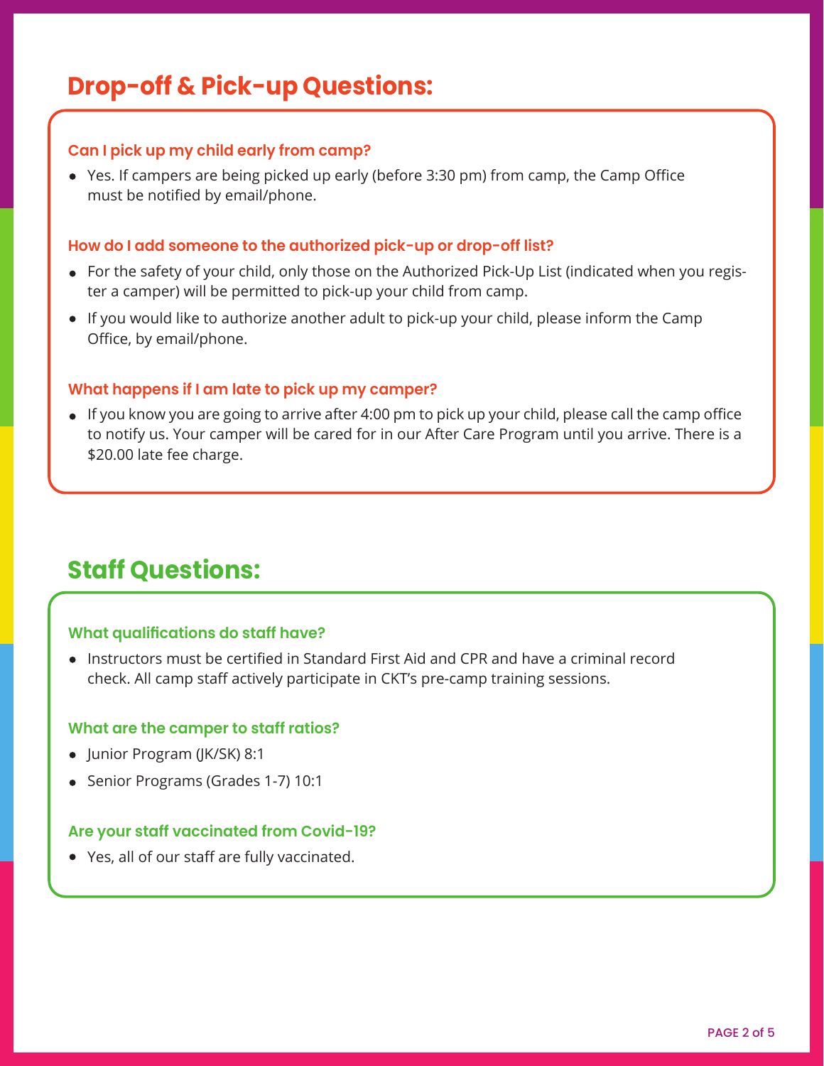## Drop-off & Pick-up Questions:

### Can I pick up my child early from camp?

- Yes. If campers are being picked up early (before 3:30 pm) from camp, the Camp Office must be notified by email/phone.

### How do I add someone to the authorized pick-up or drop-off list?

- For the safety of your child, only those on the Authorized Pick-Up List (indicated when you register a camper) will be permitted to pick-up your child from camp.
- If you would like to authorize another adult to pick-up your child, please inform the Camp Office, by email/phone.

### What happens if I am late to pick up my camper?

- If you know you are going to arrive after 4:00 pm to pick up your child, please call the camp office to notify us. Your camper will be cared for in our After Care Program until you arrive. There is a $20.00 late fee charge.

## Staff Questions:

### What qualifications do staff have?

- Instructors must be certified in Standard First Aid and CPR and have a criminal record check. All camp staff actively participate in CKT's pre-camp training sessions.

### What are the camper to staff ratios?

- Junior Program (JK/SK) 8:1
- Senior Programs (Grades 1-7) 10:1

### Are your staff vaccinated from Covid-19?

- Yes, all of our staff are fully vaccinated.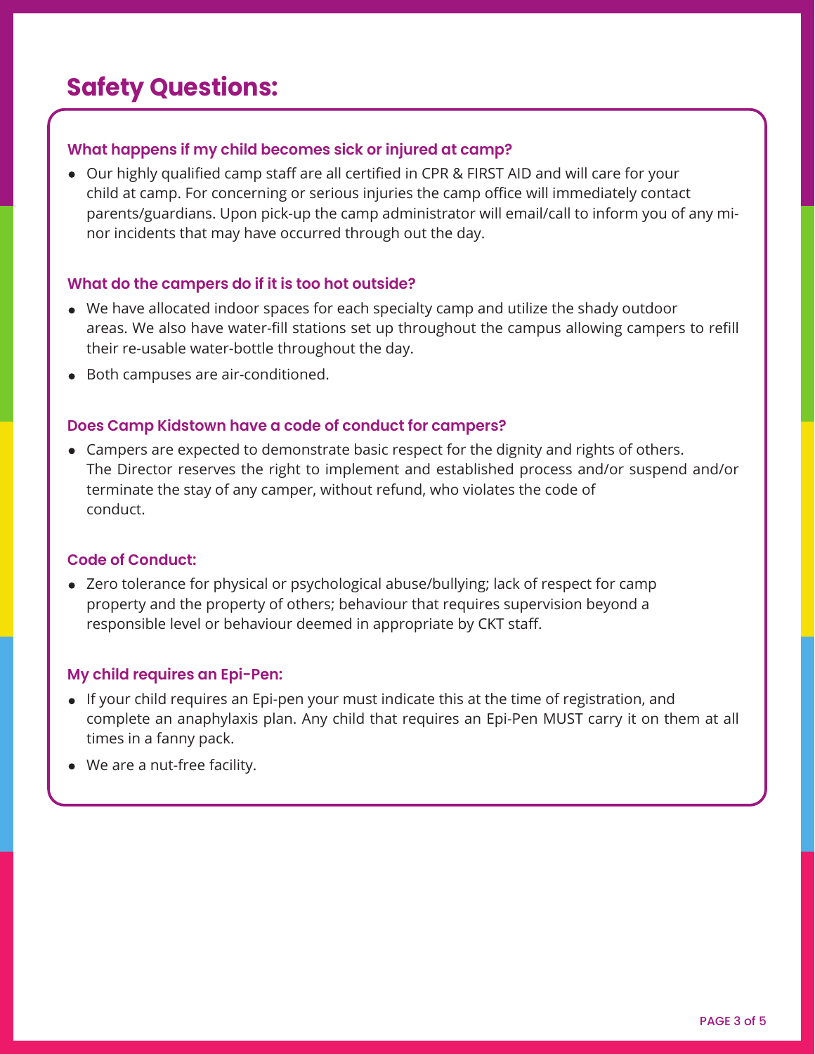# Safety Questions:

### What happens if my child becomes sick or injured at camp?

- Our highly qualified camp staff are all certified in CPR & FIRST AID and will care for your child at camp. For concerning or serious injuries the camp office will immediately contact parents/guardians. Upon pick-up the camp administrator will email/call to inform you of any minor incidents that may have occurred through out the day.

### What do the campers do if it is too hot outside?

- We have allocated indoor spaces for each specialty camp and utilize the shady outdoor areas. We also have water-fill stations set up throughout the campus allowing campers to refill their re-usable water-bottle throughout the day.
- Both campuses are air-conditioned.

### Does Camp Kidstown have a code of conduct for campers?

- Campers are expected to demonstrate basic respect for the dignity and rights of others. The Director reserves the right to implement and established process and/or suspend and/or terminate the stay of any camper, without refund, who violates the code of conduct.

### Code of Conduct:

- Zero tolerance for physical or psychological abuse/bullying; lack of respect for camp property and the property of others; behaviour that requires supervision beyond a responsible level or behaviour deemed in appropriate by CKT staff.

### My child requires an Epi-Pen:

- If your child requires an Epi-pen your must indicate this at the time of registration, and complete an anaphylaxis plan. Any child that requires an Epi-Pen MUST carry it on them at all times in a fanny pack.
- We are a nut-free facility.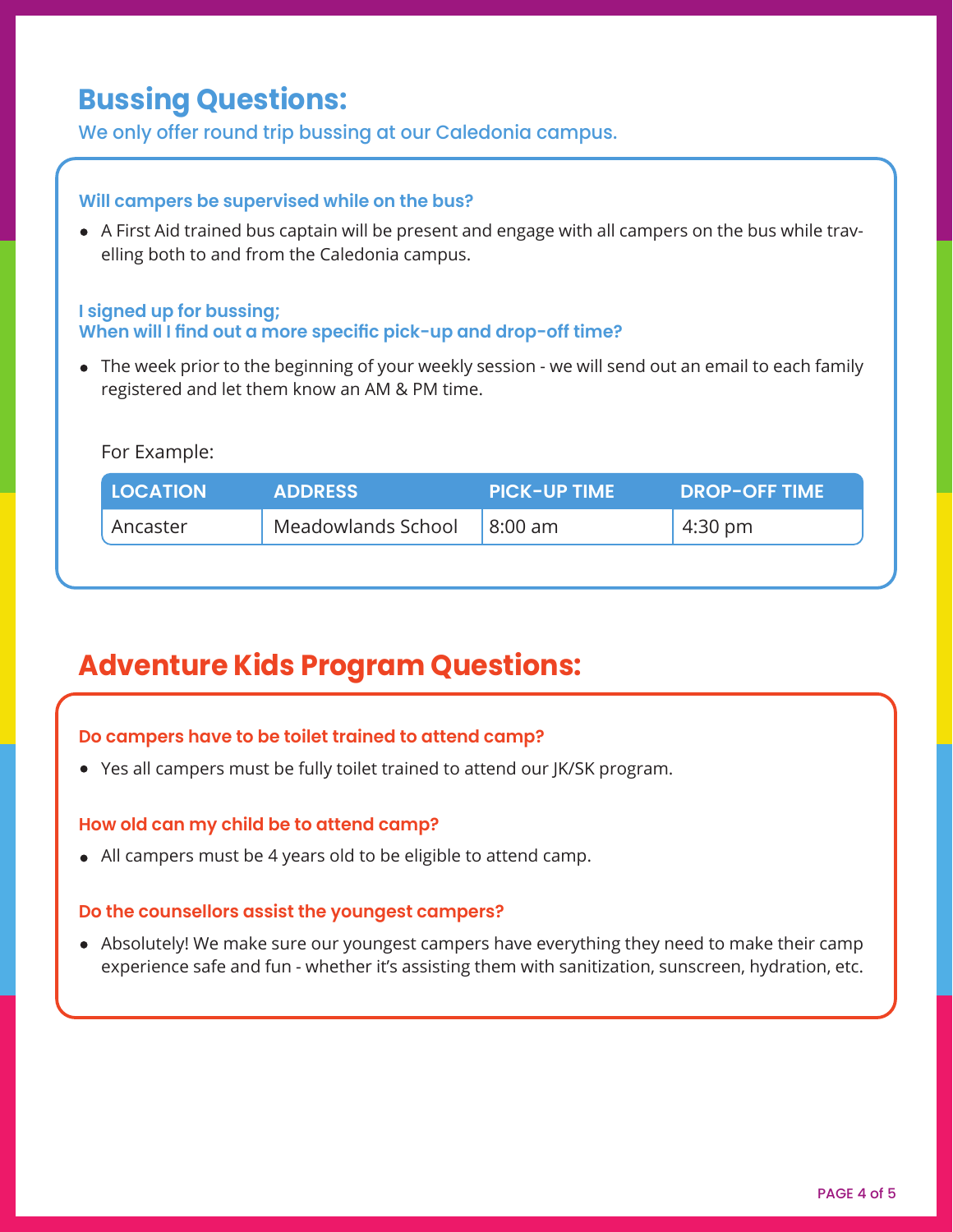## Bussing Questions:

We only offer round trip bussing at our Caledonia campus.

**Will campers be supervised while on the bus?**

- A First Aid trained bus captain will be present and engage with all campers on the bus while travelling both to and from the Caledonia campus.

**I signed up for bussing; When will I find out a more specific pick-up and drop-off time?**

- The week prior to the beginning of your weekly session - we will send out an email to each family registered and let them know an AM & PM time.

For Example:

| LOCATION | ADDRESS | PICK-UP TIME | DROP-OFF TIME |
|---|---|---|---|
| Ancaster | Meadowlands School | 8:00 am | 4:30 pm |

## Adventure Kids Program Questions:

**Do campers have to be toilet trained to attend camp?**

- Yes all campers must be fully toilet trained to attend our JK/SK program.

**How old can my child be to attend camp?**

- All campers must be 4 years old to be eligible to attend camp.

**Do the counsellors assist the youngest campers?**

- Absolutely! We make sure our youngest campers have everything they need to make their camp experience safe and fun - whether it's assisting them with sanitization, sunscreen, hydration, etc.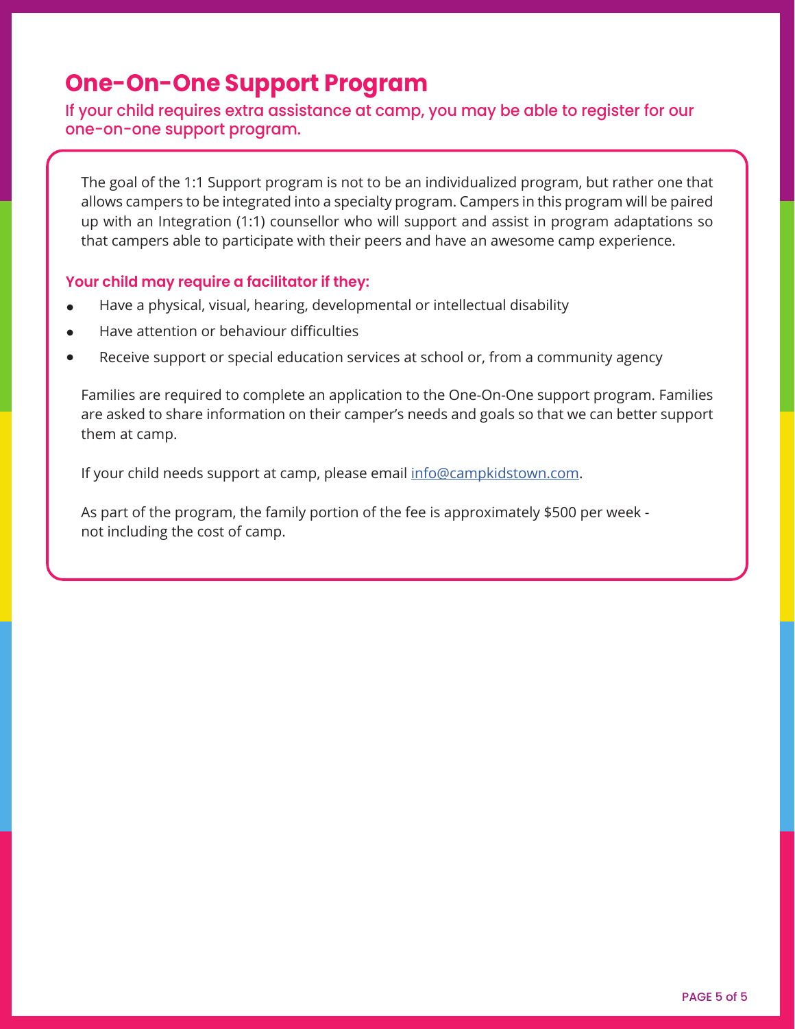# One-On-One Support Program

## If your child requires extra assistance at camp, you may be able to register for our one-on-one support program.

The goal of the 1:1 Support program is not to be an individualized program, but rather one that allows campers to be integrated into a specialty program. Campers in this program will be paired up with an Integration (1:1) counsellor who will support and assist in program adaptations so that campers able to participate with their peers and have an awesome camp experience.

**Your child may require a facilitator if they:**

- Have a physical, visual, hearing, developmental or intellectual disability
- Have attention or behaviour difficulties
- Receive support or special education services at school or, from a community agency

Families are required to complete an application to the One-On-One support program. Families are asked to share information on their camper's needs and goals so that we can better support them at camp.

If your child needs support at camp, please email [info@campkidstown.com](mailto:info@campkidstown.com).

As part of the program, the family portion of the fee is approximately $500 per week - not including the cost of camp.